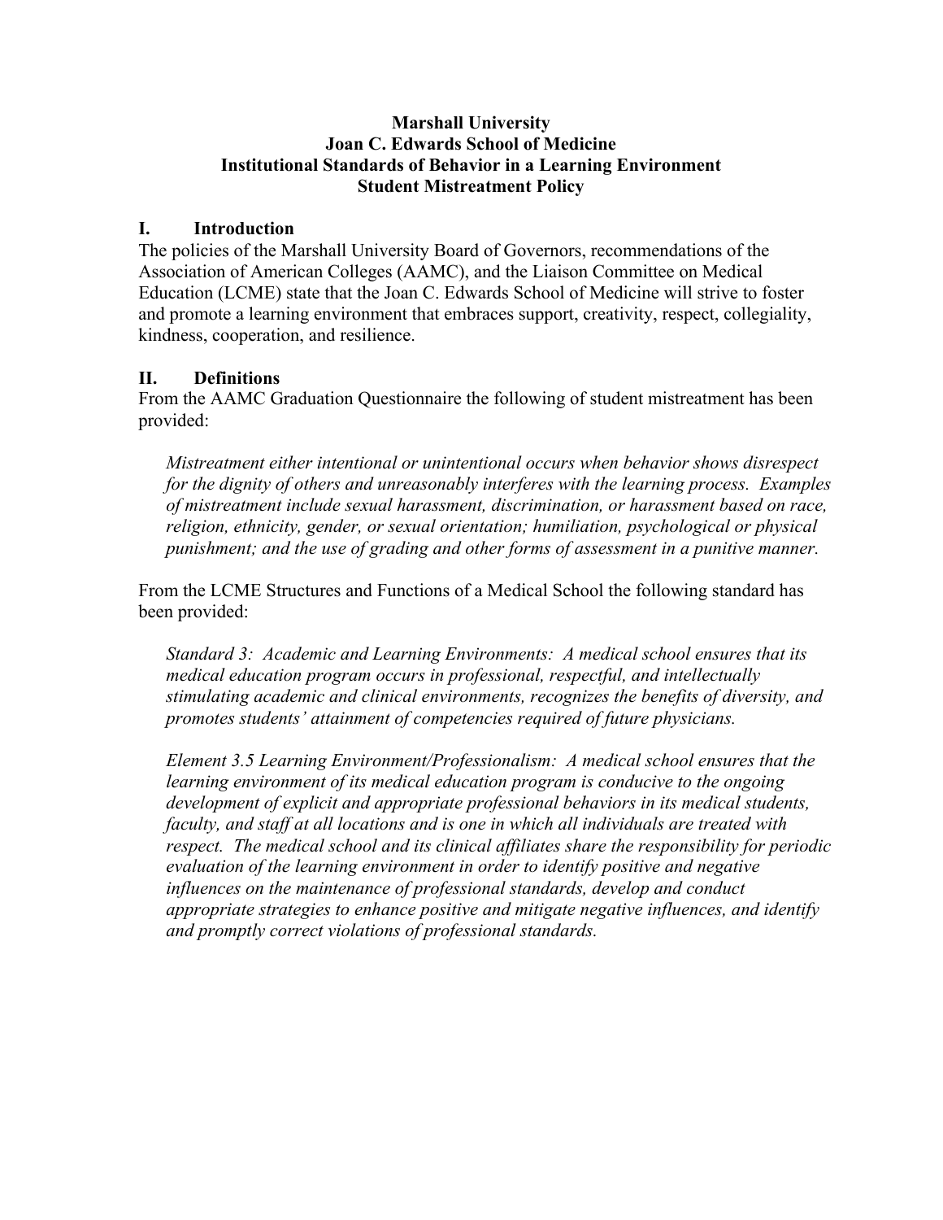**Marshall University**
**Joan C. Edwards School of Medicine**
**Institutional Standards of Behavior in a Learning Environment**
**Student Mistreatment Policy**

## I. Introduction

The policies of the Marshall University Board of Governors, recommendations of the Association of American Colleges (AAMC), and the Liaison Committee on Medical Education (LCME) state that the Joan C. Edwards School of Medicine will strive to foster and promote a learning environment that embraces support, creativity, respect, collegiality, kindness, cooperation, and resilience.

## II. Definitions

From the AAMC Graduation Questionnaire the following of student mistreatment has been provided:

> *Mistreatment either intentional or unintentional occurs when behavior shows disrespect for the dignity of others and unreasonably interferes with the learning process. Examples of mistreatment include sexual harassment, discrimination, or harassment based on race, religion, ethnicity, gender, or sexual orientation; humiliation, psychological or physical punishment; and the use of grading and other forms of assessment in a punitive manner.*

From the LCME Structures and Functions of a Medical School the following standard has been provided:

> *Standard 3: Academic and Learning Environments: A medical school ensures that its medical education program occurs in professional, respectful, and intellectually stimulating academic and clinical environments, recognizes the benefits of diversity, and promotes students' attainment of competencies required of future physicians.*
>
> *Element 3.5 Learning Environment/Professionalism: A medical school ensures that the learning environment of its medical education program is conducive to the ongoing development of explicit and appropriate professional behaviors in its medical students, faculty, and staff at all locations and is one in which all individuals are treated with respect. The medical school and its clinical affiliates share the responsibility for periodic evaluation of the learning environment in order to identify positive and negative influences on the maintenance of professional standards, develop and conduct appropriate strategies to enhance positive and mitigate negative influences, and identify and promptly correct violations of professional standards.*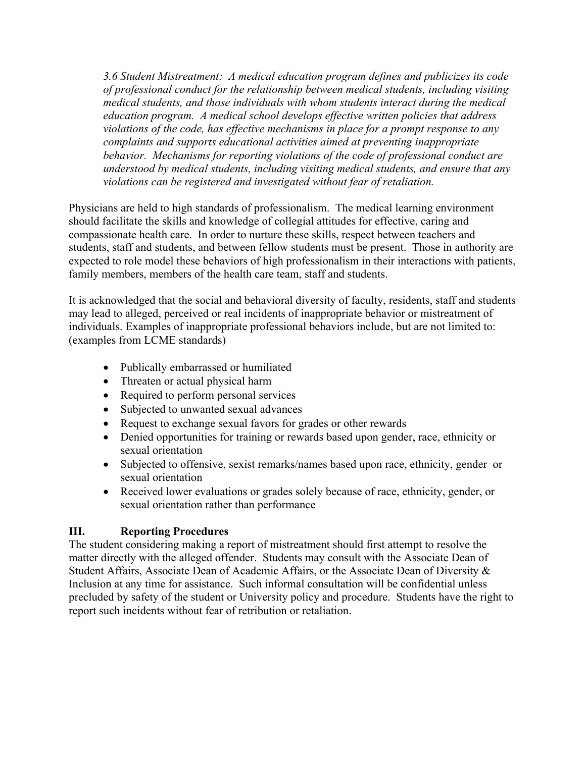*3.6 Student Mistreatment: A medical education program defines and publicizes its code of professional conduct for the relationship between medical students, including visiting medical students, and those individuals with whom students interact during the medical education program. A medical school develops effective written policies that address violations of the code, has effective mechanisms in place for a prompt response to any complaints and supports educational activities aimed at preventing inappropriate behavior. Mechanisms for reporting violations of the code of professional conduct are understood by medical students, including visiting medical students, and ensure that any violations can be registered and investigated without fear of retaliation.*

Physicians are held to high standards of professionalism. The medical learning environment should facilitate the skills and knowledge of collegial attitudes for effective, caring and compassionate health care. In order to nurture these skills, respect between teachers and students, staff and students, and between fellow students must be present. Those in authority are expected to role model these behaviors of high professionalism in their interactions with patients, family members, members of the health care team, staff and students.

It is acknowledged that the social and behavioral diversity of faculty, residents, staff and students may lead to alleged, perceived or real incidents of inappropriate behavior or mistreatment of individuals. Examples of inappropriate professional behaviors include, but are not limited to: (examples from LCME standards)

- Publically embarrassed or humiliated
- Threaten or actual physical harm
- Required to perform personal services
- Subjected to unwanted sexual advances
- Request to exchange sexual favors for grades or other rewards
- Denied opportunities for training or rewards based upon gender, race, ethnicity or sexual orientation
- Subjected to offensive, sexist remarks/names based upon race, ethnicity, gender or sexual orientation
- Received lower evaluations or grades solely because of race, ethnicity, gender, or sexual orientation rather than performance

## III. Reporting Procedures

The student considering making a report of mistreatment should first attempt to resolve the matter directly with the alleged offender. Students may consult with the Associate Dean of Student Affairs, Associate Dean of Academic Affairs, or the Associate Dean of Diversity & Inclusion at any time for assistance. Such informal consultation will be confidential unless precluded by safety of the student or University policy and procedure. Students have the right to report such incidents without fear of retribution or retaliation.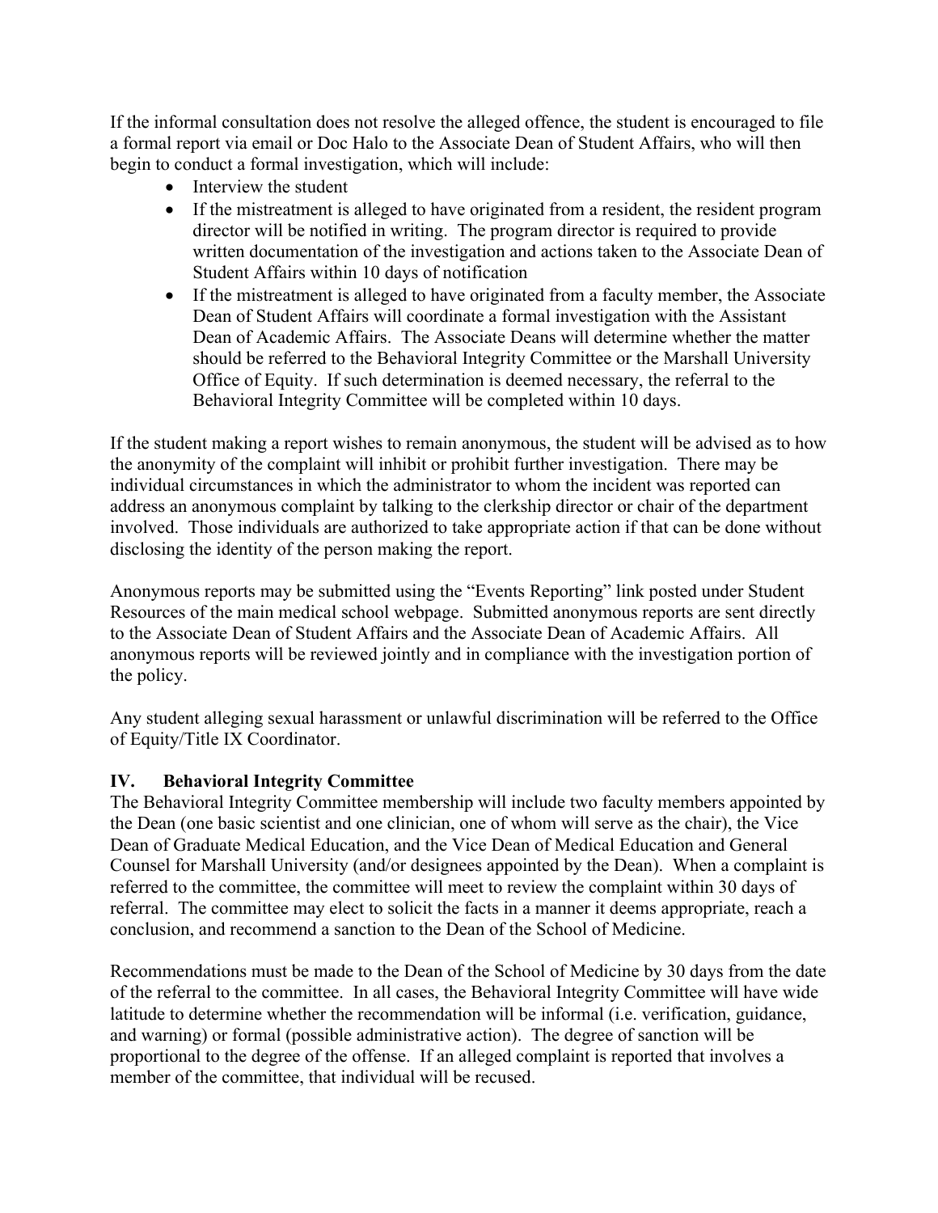If the informal consultation does not resolve the alleged offence, the student is encouraged to file a formal report via email or Doc Halo to the Associate Dean of Student Affairs, who will then begin to conduct a formal investigation, which will include:

- Interview the student
- If the mistreatment is alleged to have originated from a resident, the resident program director will be notified in writing. The program director is required to provide written documentation of the investigation and actions taken to the Associate Dean of Student Affairs within 10 days of notification
- If the mistreatment is alleged to have originated from a faculty member, the Associate Dean of Student Affairs will coordinate a formal investigation with the Assistant Dean of Academic Affairs. The Associate Deans will determine whether the matter should be referred to the Behavioral Integrity Committee or the Marshall University Office of Equity. If such determination is deemed necessary, the referral to the Behavioral Integrity Committee will be completed within 10 days.

If the student making a report wishes to remain anonymous, the student will be advised as to how the anonymity of the complaint will inhibit or prohibit further investigation. There may be individual circumstances in which the administrator to whom the incident was reported can address an anonymous complaint by talking to the clerkship director or chair of the department involved. Those individuals are authorized to take appropriate action if that can be done without disclosing the identity of the person making the report.

Anonymous reports may be submitted using the "Events Reporting" link posted under Student Resources of the main medical school webpage. Submitted anonymous reports are sent directly to the Associate Dean of Student Affairs and the Associate Dean of Academic Affairs. All anonymous reports will be reviewed jointly and in compliance with the investigation portion of the policy.

Any student alleging sexual harassment or unlawful discrimination will be referred to the Office of Equity/Title IX Coordinator.

## IV. Behavioral Integrity Committee

The Behavioral Integrity Committee membership will include two faculty members appointed by the Dean (one basic scientist and one clinician, one of whom will serve as the chair), the Vice Dean of Graduate Medical Education, and the Vice Dean of Medical Education and General Counsel for Marshall University (and/or designees appointed by the Dean). When a complaint is referred to the committee, the committee will meet to review the complaint within 30 days of referral. The committee may elect to solicit the facts in a manner it deems appropriate, reach a conclusion, and recommend a sanction to the Dean of the School of Medicine.

Recommendations must be made to the Dean of the School of Medicine by 30 days from the date of the referral to the committee. In all cases, the Behavioral Integrity Committee will have wide latitude to determine whether the recommendation will be informal (i.e. verification, guidance, and warning) or formal (possible administrative action). The degree of sanction will be proportional to the degree of the offense. If an alleged complaint is reported that involves a member of the committee, that individual will be recused.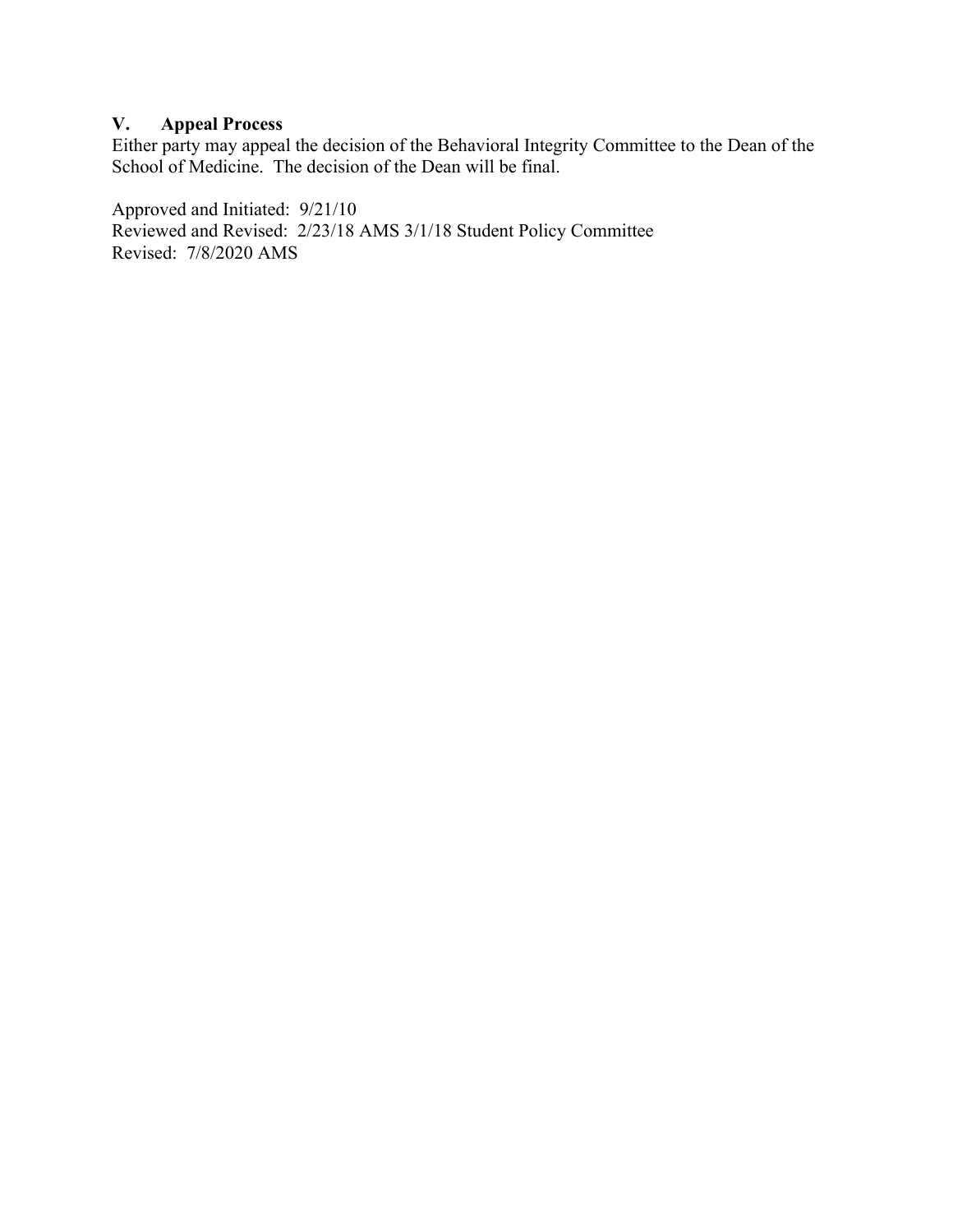## V. Appeal Process

Either party may appeal the decision of the Behavioral Integrity Committee to the Dean of the School of Medicine. The decision of the Dean will be final.

Approved and Initiated: 9/21/10
Reviewed and Revised: 2/23/18 AMS 3/1/18 Student Policy Committee
Revised: 7/8/2020 AMS